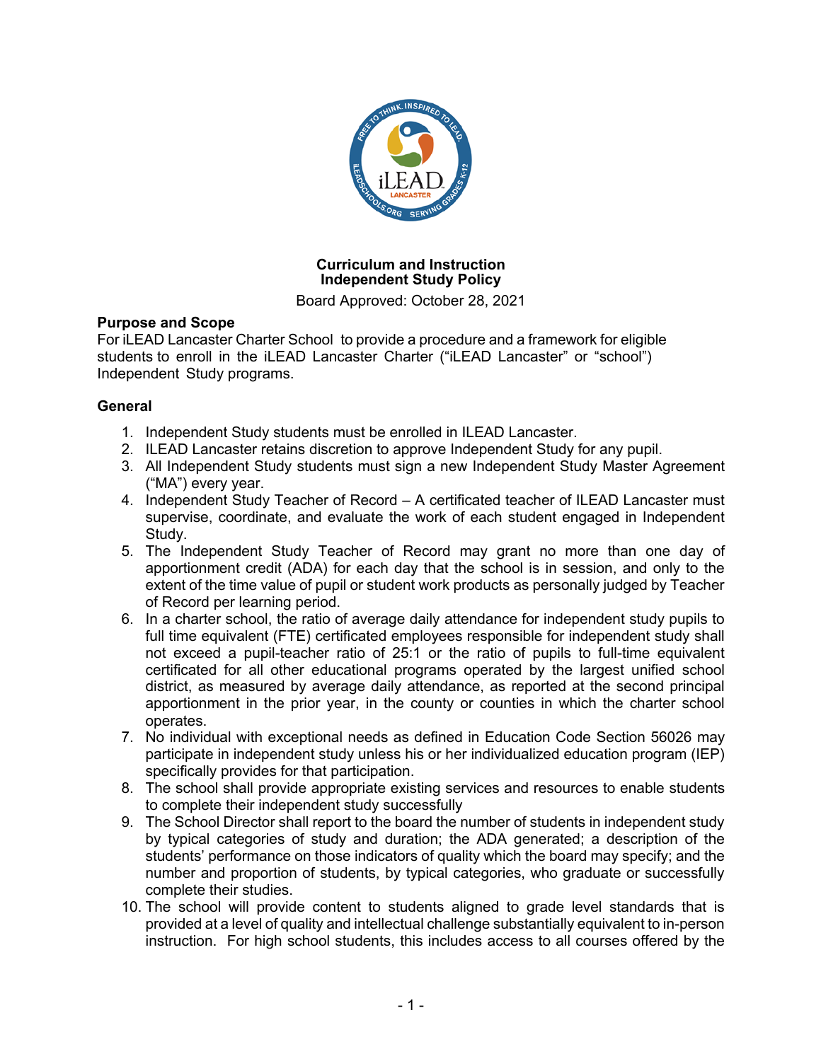**Curriculum and Instruction**
**Independent Study Policy**

Board Approved: October 28, 2021

**Purpose and Scope**
For iLEAD Lancaster Charter School to provide a procedure and a framework for eligible students to enroll in the iLEAD Lancaster Charter ("iLEAD Lancaster" or "school") Independent Study programs.

**General**

1. Independent Study students must be enrolled in ILEAD Lancaster.
2. ILEAD Lancaster retains discretion to approve Independent Study for any pupil.
3. All Independent Study students must sign a new Independent Study Master Agreement ("MA") every year.
4. Independent Study Teacher of Record – A certificated teacher of ILEAD Lancaster must supervise, coordinate, and evaluate the work of each student engaged in Independent Study.
5. The Independent Study Teacher of Record may grant no more than one day of apportionment credit (ADA) for each day that the school is in session, and only to the extent of the time value of pupil or student work products as personally judged by Teacher of Record per learning period.
6. In a charter school, the ratio of average daily attendance for independent study pupils to full time equivalent (FTE) certificated employees responsible for independent study shall not exceed a pupil-teacher ratio of 25:1 or the ratio of pupils to full-time equivalent certificated for all other educational programs operated by the largest unified school district, as measured by average daily attendance, as reported at the second principal apportionment in the prior year, in the county or counties in which the charter school operates.
7. No individual with exceptional needs as defined in Education Code Section 56026 may participate in independent study unless his or her individualized education program (IEP) specifically provides for that participation.
8. The school shall provide appropriate existing services and resources to enable students to complete their independent study successfully
9. The School Director shall report to the board the number of students in independent study by typical categories of study and duration; the ADA generated; a description of the students' performance on those indicators of quality which the board may specify; and the number and proportion of students, by typical categories, who graduate or successfully complete their studies.
10. The school will provide content to students aligned to grade level standards that is provided at a level of quality and intellectual challenge substantially equivalent to in-person instruction. For high school students, this includes access to all courses offered by the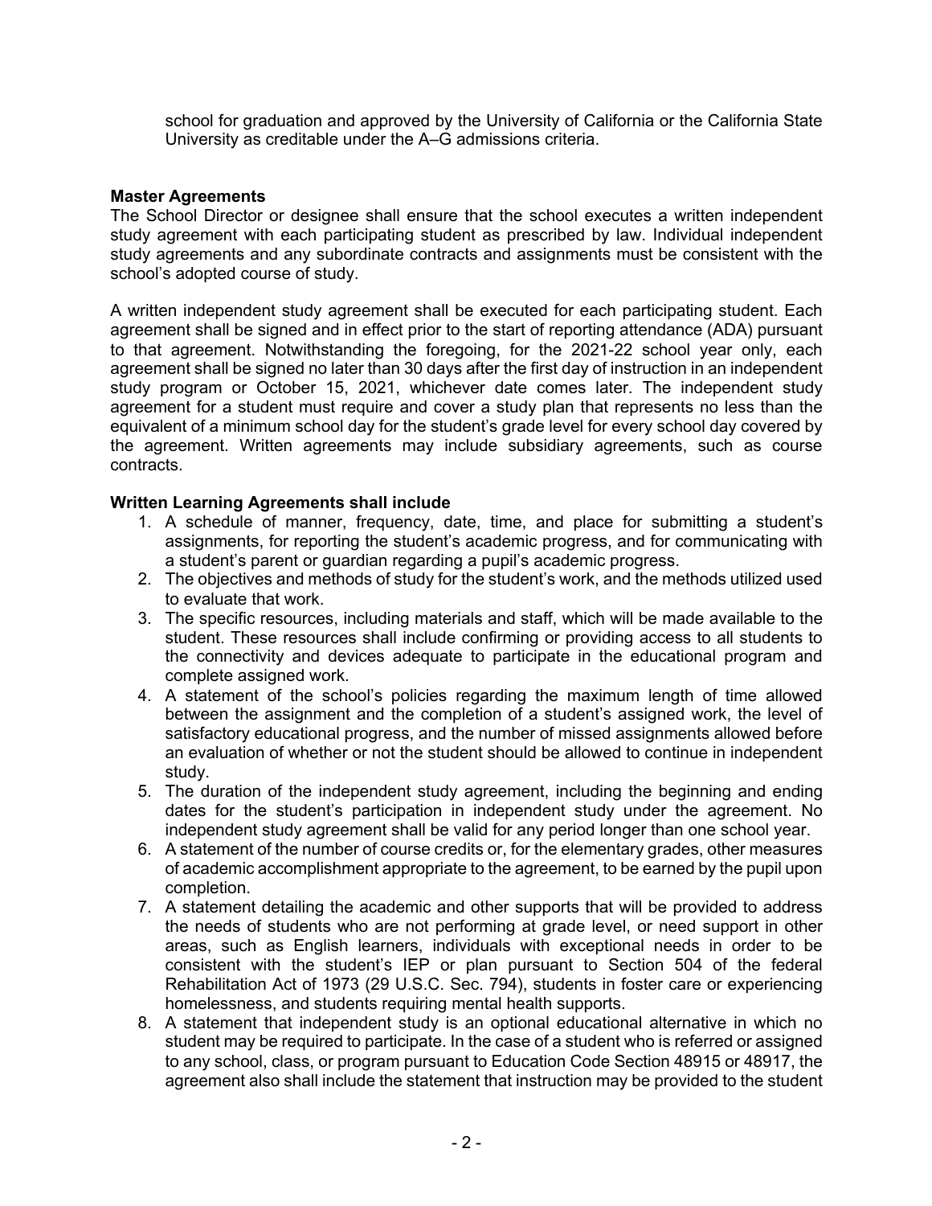school for graduation and approved by the University of California or the California State University as creditable under the A–G admissions criteria.

**Master Agreements**
The School Director or designee shall ensure that the school executes a written independent study agreement with each participating student as prescribed by law. Individual independent study agreements and any subordinate contracts and assignments must be consistent with the school's adopted course of study.

A written independent study agreement shall be executed for each participating student. Each agreement shall be signed and in effect prior to the start of reporting attendance (ADA) pursuant to that agreement. Notwithstanding the foregoing, for the 2021-22 school year only, each agreement shall be signed no later than 30 days after the first day of instruction in an independent study program or October 15, 2021, whichever date comes later. The independent study agreement for a student must require and cover a study plan that represents no less than the equivalent of a minimum school day for the student's grade level for every school day covered by the agreement. Written agreements may include subsidiary agreements, such as course contracts.

**Written Learning Agreements shall include**

1. A schedule of manner, frequency, date, time, and place for submitting a student's assignments, for reporting the student's academic progress, and for communicating with a student's parent or guardian regarding a pupil's academic progress.
2. The objectives and methods of study for the student's work, and the methods utilized used to evaluate that work.
3. The specific resources, including materials and staff, which will be made available to the student. These resources shall include confirming or providing access to all students to the connectivity and devices adequate to participate in the educational program and complete assigned work.
4. A statement of the school's policies regarding the maximum length of time allowed between the assignment and the completion of a student's assigned work, the level of satisfactory educational progress, and the number of missed assignments allowed before an evaluation of whether or not the student should be allowed to continue in independent study.
5. The duration of the independent study agreement, including the beginning and ending dates for the student's participation in independent study under the agreement. No independent study agreement shall be valid for any period longer than one school year.
6. A statement of the number of course credits or, for the elementary grades, other measures of academic accomplishment appropriate to the agreement, to be earned by the pupil upon completion.
7. A statement detailing the academic and other supports that will be provided to address the needs of students who are not performing at grade level, or need support in other areas, such as English learners, individuals with exceptional needs in order to be consistent with the student's IEP or plan pursuant to Section 504 of the federal Rehabilitation Act of 1973 (29 U.S.C. Sec. 794), students in foster care or experiencing homelessness, and students requiring mental health supports.
8. A statement that independent study is an optional educational alternative in which no student may be required to participate. In the case of a student who is referred or assigned to any school, class, or program pursuant to Education Code Section 48915 or 48917, the agreement also shall include the statement that instruction may be provided to the student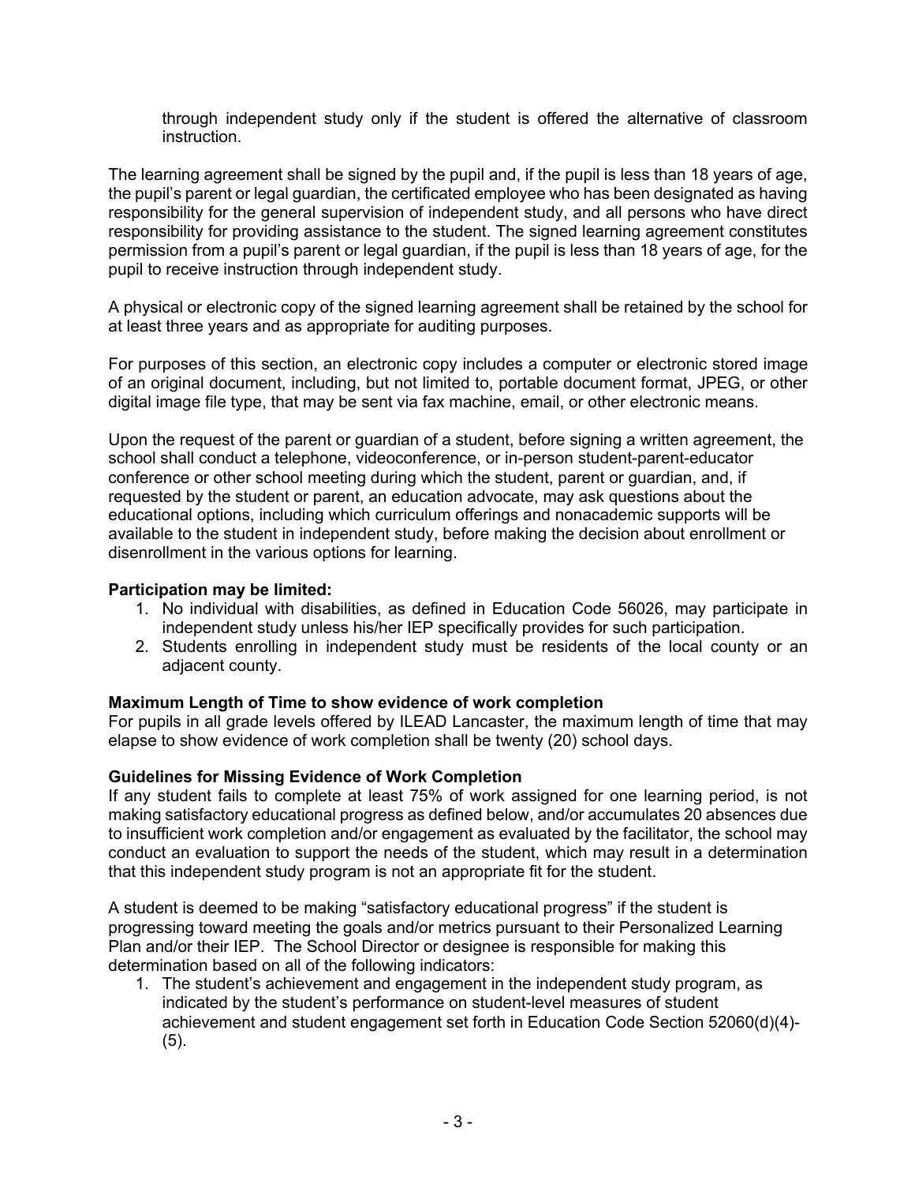through independent study only if the student is offered the alternative of classroom instruction.

The learning agreement shall be signed by the pupil and, if the pupil is less than 18 years of age, the pupil's parent or legal guardian, the certificated employee who has been designated as having responsibility for the general supervision of independent study, and all persons who have direct responsibility for providing assistance to the student. The signed learning agreement constitutes permission from a pupil's parent or legal guardian, if the pupil is less than 18 years of age, for the pupil to receive instruction through independent study.

A physical or electronic copy of the signed learning agreement shall be retained by the school for at least three years and as appropriate for auditing purposes.

For purposes of this section, an electronic copy includes a computer or electronic stored image of an original document, including, but not limited to, portable document format, JPEG, or other digital image file type, that may be sent via fax machine, email, or other electronic means.

Upon the request of the parent or guardian of a student, before signing a written agreement, the school shall conduct a telephone, videoconference, or in-person student-parent-educator conference or other school meeting during which the student, parent or guardian, and, if requested by the student or parent, an education advocate, may ask questions about the educational options, including which curriculum offerings and nonacademic supports will be available to the student in independent study, before making the decision about enrollment or disenrollment in the various options for learning.

**Participation may be limited:**

1. No individual with disabilities, as defined in Education Code 56026, may participate in independent study unless his/her IEP specifically provides for such participation.
2. Students enrolling in independent study must be residents of the local county or an adjacent county.

**Maximum Length of Time to show evidence of work completion**

For pupils in all grade levels offered by ILEAD Lancaster, the maximum length of time that may elapse to show evidence of work completion shall be twenty (20) school days.

**Guidelines for Missing Evidence of Work Completion**

If any student fails to complete at least 75% of work assigned for one learning period, is not making satisfactory educational progress as defined below, and/or accumulates 20 absences due to insufficient work completion and/or engagement as evaluated by the facilitator, the school may conduct an evaluation to support the needs of the student, which may result in a determination that this independent study program is not an appropriate fit for the student.

A student is deemed to be making "satisfactory educational progress" if the student is progressing toward meeting the goals and/or metrics pursuant to their Personalized Learning Plan and/or their IEP. The School Director or designee is responsible for making this determination based on all of the following indicators:

1. The student's achievement and engagement in the independent study program, as indicated by the student's performance on student-level measures of student achievement and student engagement set forth in Education Code Section 52060(d)(4)-(5).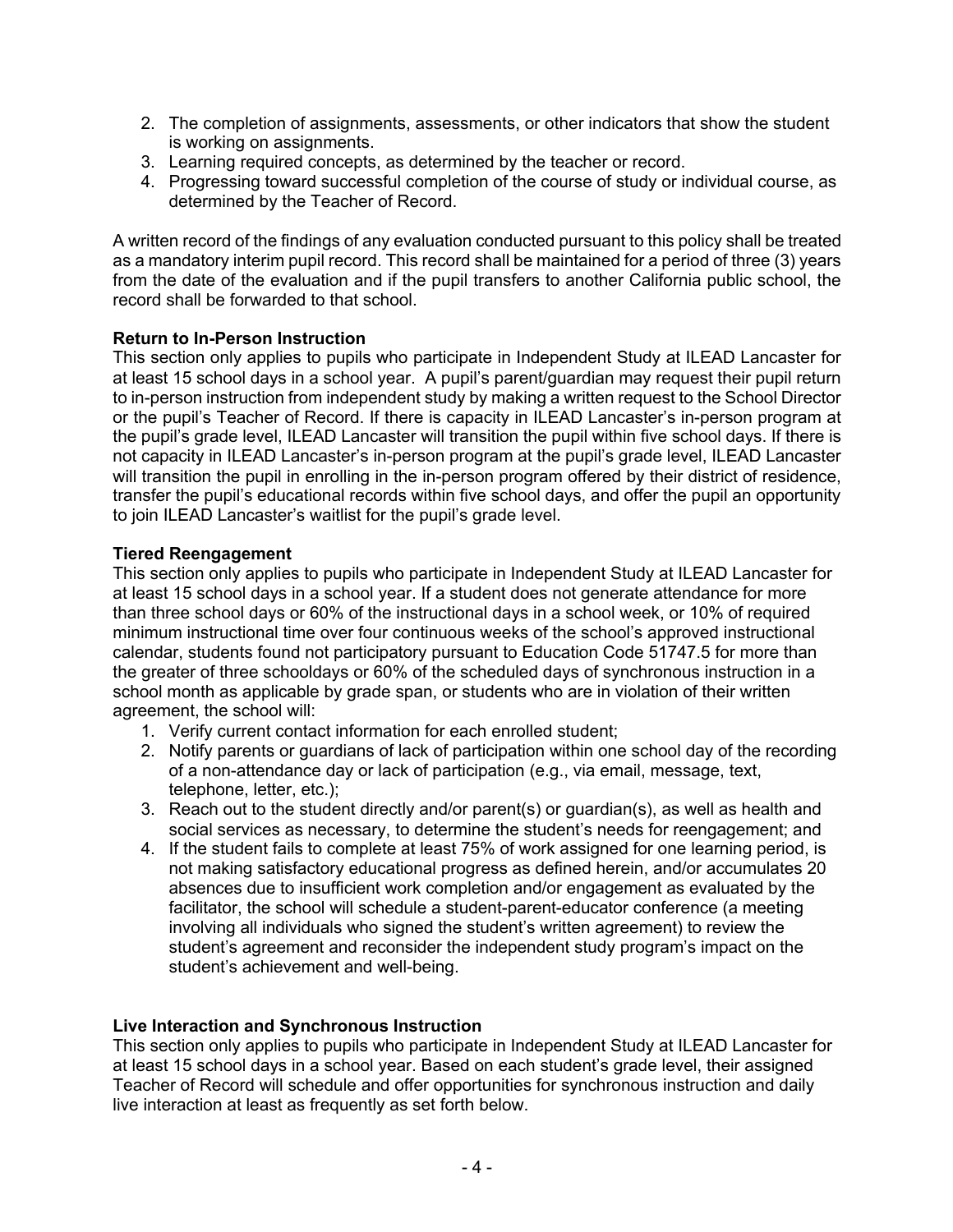2. The completion of assignments, assessments, or other indicators that show the student is working on assignments.
3. Learning required concepts, as determined by the teacher or record.
4. Progressing toward successful completion of the course of study or individual course, as determined by the Teacher of Record.

A written record of the findings of any evaluation conducted pursuant to this policy shall be treated as a mandatory interim pupil record. This record shall be maintained for a period of three (3) years from the date of the evaluation and if the pupil transfers to another California public school, the record shall be forwarded to that school.

**Return to In-Person Instruction**

This section only applies to pupils who participate in Independent Study at ILEAD Lancaster for at least 15 school days in a school year. A pupil's parent/guardian may request their pupil return to in-person instruction from independent study by making a written request to the School Director or the pupil's Teacher of Record. If there is capacity in ILEAD Lancaster's in-person program at the pupil's grade level, ILEAD Lancaster will transition the pupil within five school days. If there is not capacity in ILEAD Lancaster's in-person program at the pupil's grade level, ILEAD Lancaster will transition the pupil in enrolling in the in-person program offered by their district of residence, transfer the pupil's educational records within five school days, and offer the pupil an opportunity to join ILEAD Lancaster's waitlist for the pupil's grade level.

**Tiered Reengagement**

This section only applies to pupils who participate in Independent Study at ILEAD Lancaster for at least 15 school days in a school year. If a student does not generate attendance for more than three school days or 60% of the instructional days in a school week, or 10% of required minimum instructional time over four continuous weeks of the school's approved instructional calendar, students found not participatory pursuant to Education Code 51747.5 for more than the greater of three schooldays or 60% of the scheduled days of synchronous instruction in a school month as applicable by grade span, or students who are in violation of their written agreement, the school will:

1. Verify current contact information for each enrolled student;
2. Notify parents or guardians of lack of participation within one school day of the recording of a non-attendance day or lack of participation (e.g., via email, message, text, telephone, letter, etc.);
3. Reach out to the student directly and/or parent(s) or guardian(s), as well as health and social services as necessary, to determine the student's needs for reengagement; and
4. If the student fails to complete at least 75% of work assigned for one learning period, is not making satisfactory educational progress as defined herein, and/or accumulates 20 absences due to insufficient work completion and/or engagement as evaluated by the facilitator, the school will schedule a student-parent-educator conference (a meeting involving all individuals who signed the student's written agreement) to review the student's agreement and reconsider the independent study program's impact on the student's achievement and well-being.

**Live Interaction and Synchronous Instruction**

This section only applies to pupils who participate in Independent Study at ILEAD Lancaster for at least 15 school days in a school year. Based on each student's grade level, their assigned Teacher of Record will schedule and offer opportunities for synchronous instruction and daily live interaction at least as frequently as set forth below.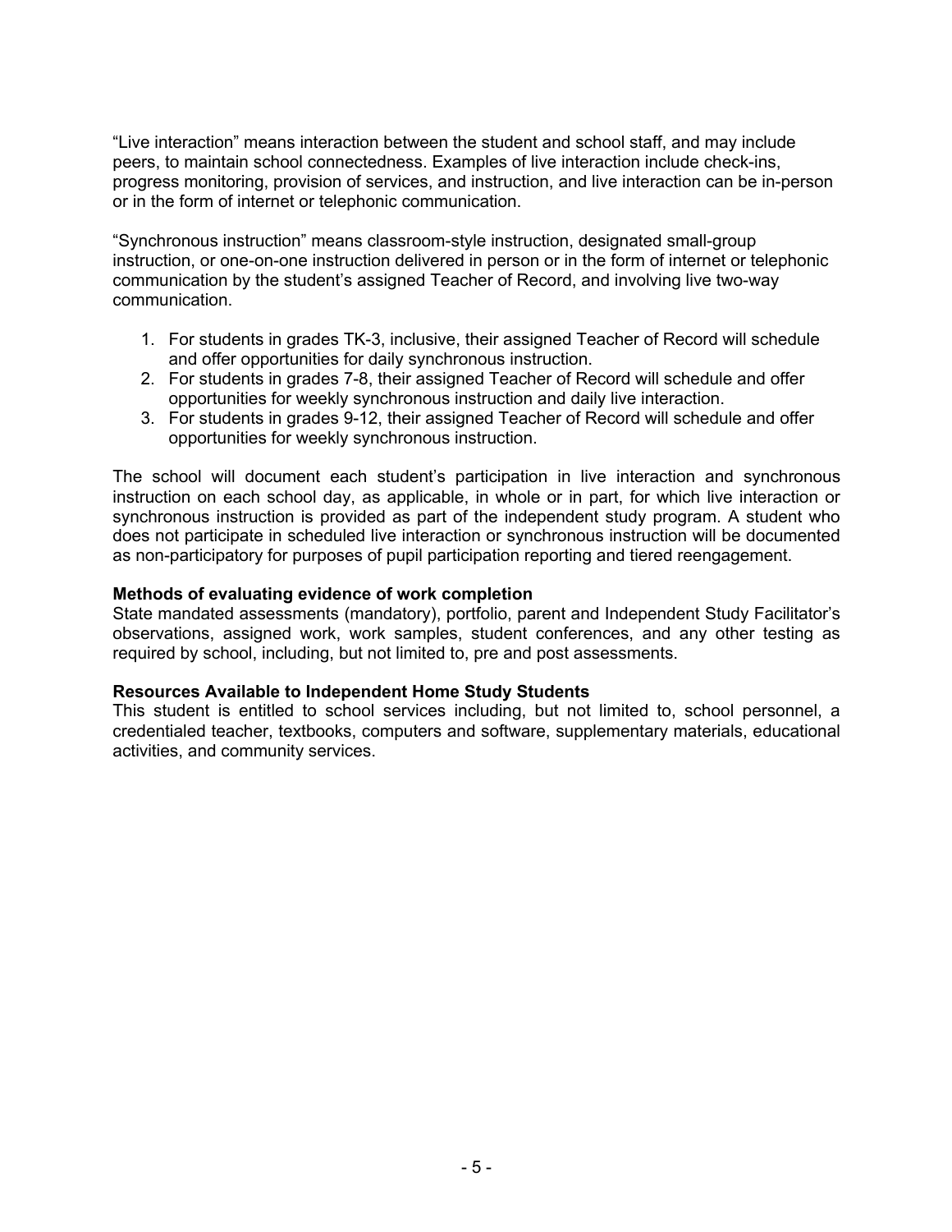"Live interaction" means interaction between the student and school staff, and may include peers, to maintain school connectedness. Examples of live interaction include check-ins, progress monitoring, provision of services, and instruction, and live interaction can be in-person or in the form of internet or telephonic communication.

"Synchronous instruction" means classroom-style instruction, designated small-group instruction, or one-on-one instruction delivered in person or in the form of internet or telephonic communication by the student's assigned Teacher of Record, and involving live two-way communication.

1. For students in grades TK-3, inclusive, their assigned Teacher of Record will schedule and offer opportunities for daily synchronous instruction.
2. For students in grades 7-8, their assigned Teacher of Record will schedule and offer opportunities for weekly synchronous instruction and daily live interaction.
3. For students in grades 9-12, their assigned Teacher of Record will schedule and offer opportunities for weekly synchronous instruction.

The school will document each student's participation in live interaction and synchronous instruction on each school day, as applicable, in whole or in part, for which live interaction or synchronous instruction is provided as part of the independent study program. A student who does not participate in scheduled live interaction or synchronous instruction will be documented as non-participatory for purposes of pupil participation reporting and tiered reengagement.

**Methods of evaluating evidence of work completion**

State mandated assessments (mandatory), portfolio, parent and Independent Study Facilitator's observations, assigned work, work samples, student conferences, and any other testing as required by school, including, but not limited to, pre and post assessments.

**Resources Available to Independent Home Study Students**

This student is entitled to school services including, but not limited to, school personnel, a credentialed teacher, textbooks, computers and software, supplementary materials, educational activities, and community services.